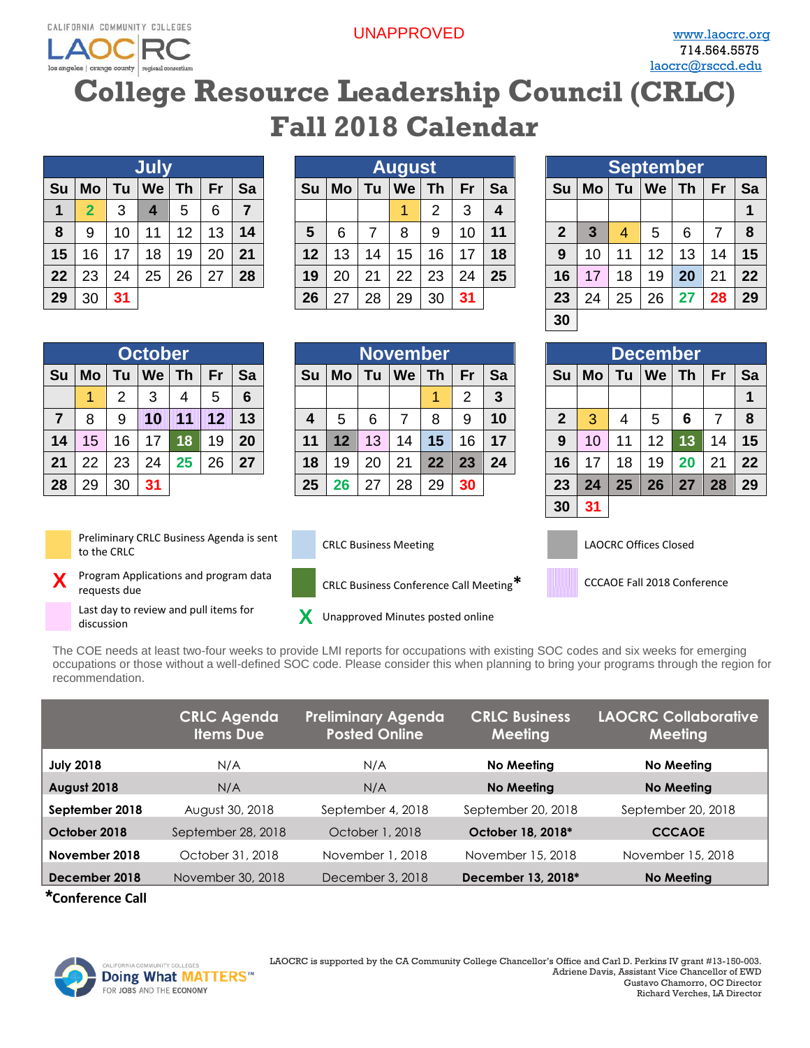CALIFORNIA COMMUNITY COLLEGES LAOCRC los angeles | orange county | regional consortium

UNAPPROVED

www.laocrc.org
714.564.5575
laocrc@rsccd.edu

# College Resource Leadership Council (CRLC) Fall 2018 Calendar

**July**

| Su | Mo | Tu | We | Th | Fr | Sa |
|---|---|---|---|---|---|---|
| 1 | 2 | 3 | 4 | 5 | 6 | 7 |
| 8 | 9 | 10 | 11 | 12 | 13 | 14 |
| 15 | 16 | 17 | 18 | 19 | 20 | 21 |
| 22 | 23 | 24 | 25 | 26 | 27 | 28 |
| 29 | 30 | 31 | | | | |

**August**

| Su | Mo | Tu | We | Th | Fr | Sa |
|---|---|---|---|---|---|---|
| | | | 1 | 2 | 3 | 4 |
| 5 | 6 | 7 | 8 | 9 | 10 | 11 |
| 12 | 13 | 14 | 15 | 16 | 17 | 18 |
| 19 | 20 | 21 | 22 | 23 | 24 | 25 |
| 26 | 27 | 28 | 29 | 30 | 31 | |

**September**

| Su | Mo | Tu | We | Th | Fr | Sa |
|---|---|---|---|---|---|---|
| | | | | | | 1 |
| 2 | 3 | 4 | 5 | 6 | 7 | 8 |
| 9 | 10 | 11 | 12 | 13 | 14 | 15 |
| 16 | 17 | 18 | 19 | 20 | 21 | 22 |
| 23 | 24 | 25 | 26 | 27 | 28 | 29 |
| 30 | | | | | | |

**October**

| Su | Mo | Tu | We | Th | Fr | Sa |
|---|---|---|---|---|---|---|
| | 1 | 2 | 3 | 4 | 5 | 6 |
| 7 | 8 | 9 | 10 | 11 | 12 | 13 |
| 14 | 15 | 16 | 17 | 18 | 19 | 20 |
| 21 | 22 | 23 | 24 | 25 | 26 | 27 |
| 28 | 29 | 30 | 31 | | | |

**November**

| Su | Mo | Tu | We | Th | Fr | Sa |
|---|---|---|---|---|---|---|
| | | | | 1 | 2 | 3 |
| 4 | 5 | 6 | 7 | 8 | 9 | 10 |
| 11 | 12 | 13 | 14 | 15 | 16 | 17 |
| 18 | 19 | 20 | 21 | 22 | 23 | 24 |
| 25 | 26 | 27 | 28 | 29 | 30 | |

**December**

| Su | Mo | Tu | We | Th | Fr | Sa |
|---|---|---|---|---|---|---|
| | | | | | | 1 |
| 2 | 3 | 4 | 5 | 6 | 7 | 8 |
| 9 | 10 | 11 | 12 | 13 | 14 | 15 |
| 16 | 17 | 18 | 19 | 20 | 21 | 22 |
| 23 | 24 | 25 | 26 | 27 | 28 | 29 |
| 30 | 31 | | | | | |

- Preliminary CRLC Business Agenda is sent to the CRLC
- X Program Applications and program data requests due
- Last day to review and pull items for discussion
- CRLC Business Meeting
- CRLC Business Conference Call Meeting*
- X Unapproved Minutes posted online
- LAOCRC Offices Closed
- CCCAOE Fall 2018 Conference

The COE needs at least two-four weeks to provide LMI reports for occupations with existing SOC codes and six weeks for emerging occupations or those without a well-defined SOC code. Please consider this when planning to bring your programs through the region for recommendation.

| | CRLC Agenda Items Due | Preliminary Agenda Posted Online | CRLC Business Meeting | LAOCRC Collaborative Meeting |
|---|---|---|---|---|
| **July 2018** | N/A | N/A | **No Meeting** | **No Meeting** |
| **August 2018** | N/A | N/A | **No Meeting** | **No Meeting** |
| **September 2018** | August 30, 2018 | September 4, 2018 | September 20, 2018 | September 20, 2018 |
| **October 2018** | September 28, 2018 | October 1, 2018 | **October 18, 2018*** | **CCCAOE** |
| **November 2018** | October 31, 2018 | November 1, 2018 | November 15, 2018 | November 15, 2018 |
| **December 2018** | November 30, 2018 | December 3, 2018 | **December 13, 2018*** | **No Meeting** |

***Conference Call**

CALIFORNIA COMMUNITY COLLEGES Doing What MATTERS™ FOR JOBS AND THE ECONOMY

LAOCRC is supported by the CA Community College Chancellor's Office and Carl D. Perkins IV grant #13-150-003.
Adriene Davis, Assistant Vice Chancellor of EWD
Gustavo Chamorro, OC Director
Richard Verches, LA Director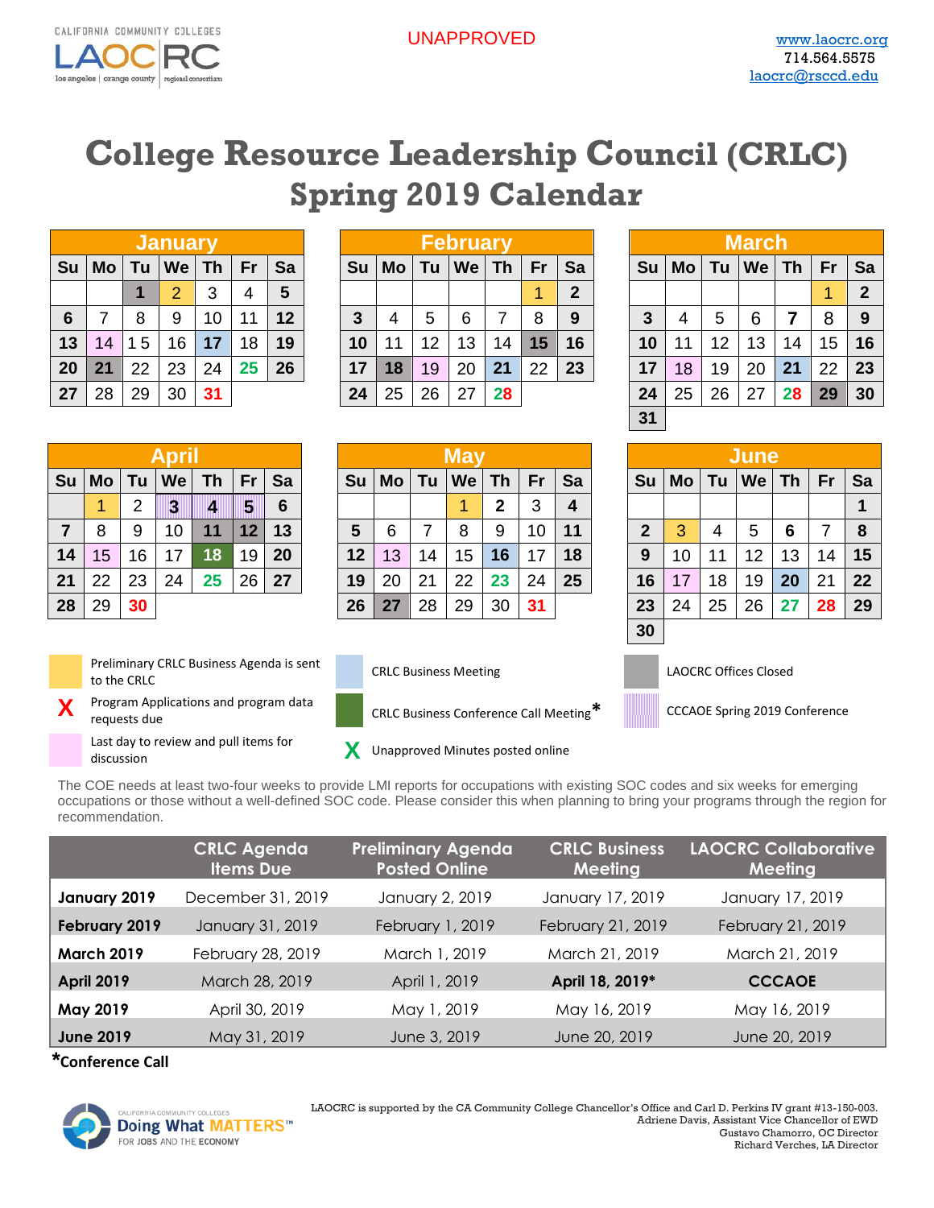UNAPPROVED

www.laocrc.org
714.564.5575
laocrc@rsccd.edu

# College Resource Leadership Council (CRLC) Spring 2019 Calendar

**January**

| Su | Mo | Tu | We | Th | Fr | Sa |
|---|---|---|---|---|---|---|
| | | 1 | 2 | 3 | 4 | 5 |
| 6 | 7 | 8 | 9 | 10 | 11 | 12 |
| 13 | 14 | 15 | 16 | 17 | 18 | 19 |
| 20 | 21 | 22 | 23 | 24 | 25 | 26 |
| 27 | 28 | 29 | 30 | 31 | | |

**February**

| Su | Mo | Tu | We | Th | Fr | Sa |
|---|---|---|---|---|---|---|
| | | | | | 1 | 2 |
| 3 | 4 | 5 | 6 | 7 | 8 | 9 |
| 10 | 11 | 12 | 13 | 14 | 15 | 16 |
| 17 | 18 | 19 | 20 | 21 | 22 | 23 |
| 24 | 25 | 26 | 27 | 28 | | |

**March**

| Su | Mo | Tu | We | Th | Fr | Sa |
|---|---|---|---|---|---|---|
| | | | | | 1 | 2 |
| 3 | 4 | 5 | 6 | 7 | 8 | 9 |
| 10 | 11 | 12 | 13 | 14 | 15 | 16 |
| 17 | 18 | 19 | 20 | 21 | 22 | 23 |
| 24 | 25 | 26 | 27 | 28 | 29 | 30 |
| 31 | | | | | | |

**April**

| Su | Mo | Tu | We | Th | Fr | Sa |
|---|---|---|---|---|---|---|
| | 1 | 2 | 3 | 4 | 5 | 6 |
| 7 | 8 | 9 | 10 | 11 | 12 | 13 |
| 14 | 15 | 16 | 17 | 18 | 19 | 20 |
| 21 | 22 | 23 | 24 | 25 | 26 | 27 |
| 28 | 29 | 30 | | | | |

**May**

| Su | Mo | Tu | We | Th | Fr | Sa |
|---|---|---|---|---|---|---|
| | | | 1 | 2 | 3 | 4 |
| 5 | 6 | 7 | 8 | 9 | 10 | 11 |
| 12 | 13 | 14 | 15 | 16 | 17 | 18 |
| 19 | 20 | 21 | 22 | 23 | 24 | 25 |
| 26 | 27 | 28 | 29 | 30 | 31 | |

**June**

| Su | Mo | Tu | We | Th | Fr | Sa |
|---|---|---|---|---|---|---|
| | | | | | | 1 |
| 2 | 3 | 4 | 5 | 6 | 7 | 8 |
| 9 | 10 | 11 | 12 | 13 | 14 | 15 |
| 16 | 17 | 18 | 19 | 20 | 21 | 22 |
| 23 | 24 | 25 | 26 | 27 | 28 | 29 |
| 30 | | | | | | |

- Preliminary CRLC Business Agenda is sent to the CRLC
- X Program Applications and program data requests due
- Last day to review and pull items for discussion
- CRLC Business Meeting
- CRLC Business Conference Call Meeting*
- X Unapproved Minutes posted online
- LAOCRC Offices Closed
- CCCAOE Spring 2019 Conference

The COE needs at least two-four weeks to provide LMI reports for occupations with existing SOC codes and six weeks for emerging occupations or those without a well-defined SOC code. Please consider this when planning to bring your programs through the region for recommendation.

| | CRLC Agenda Items Due | Preliminary Agenda Posted Online | CRLC Business Meeting | LAOCRC Collaborative Meeting |
|---|---|---|---|---|
| **January 2019** | December 31, 2019 | January 2, 2019 | January 17, 2019 | January 17, 2019 |
| **February 2019** | January 31, 2019 | February 1, 2019 | February 21, 2019 | February 21, 2019 |
| **March 2019** | February 28, 2019 | March 1, 2019 | March 21, 2019 | March 21, 2019 |
| **April 2019** | March 28, 2019 | April 1, 2019 | **April 18, 2019*** | **CCCAOE** |
| **May 2019** | April 30, 2019 | May 1, 2019 | May 16, 2019 | May 16, 2019 |
| **June 2019** | May 31, 2019 | June 3, 2019 | June 20, 2019 | June 20, 2019 |

***Conference Call**

LAOCRC is supported by the CA Community College Chancellor's Office and Carl D. Perkins IV grant #13-150-003.
Adriene Davis, Assistant Vice Chancellor of EWD
Gustavo Chamorro, OC Director
Richard Verches, LA Director